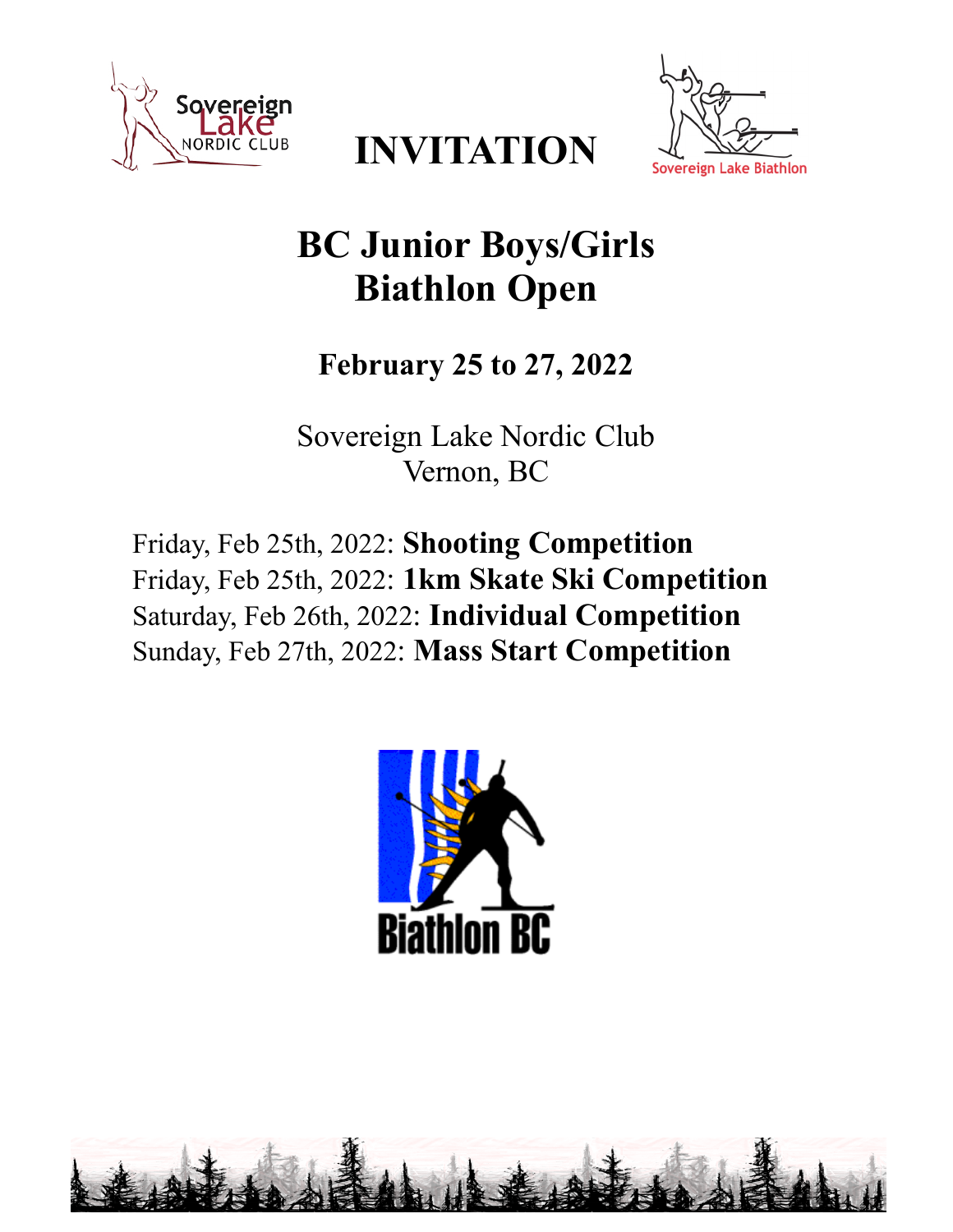# INVITATION

# BC Junior Boys/Girls Biathlon Open

## February 25 to 27, 2022

Sovereign Lake Nordic Club
Vernon, BC

Friday, Feb 25th, 2022: **Shooting Competition**
Friday, Feb 25th, 2022: **1km Skate Ski Competition**
Saturday, Feb 26th, 2022: **Individual Competition**
Sunday, Feb 27th, 2022: **Mass Start Competition**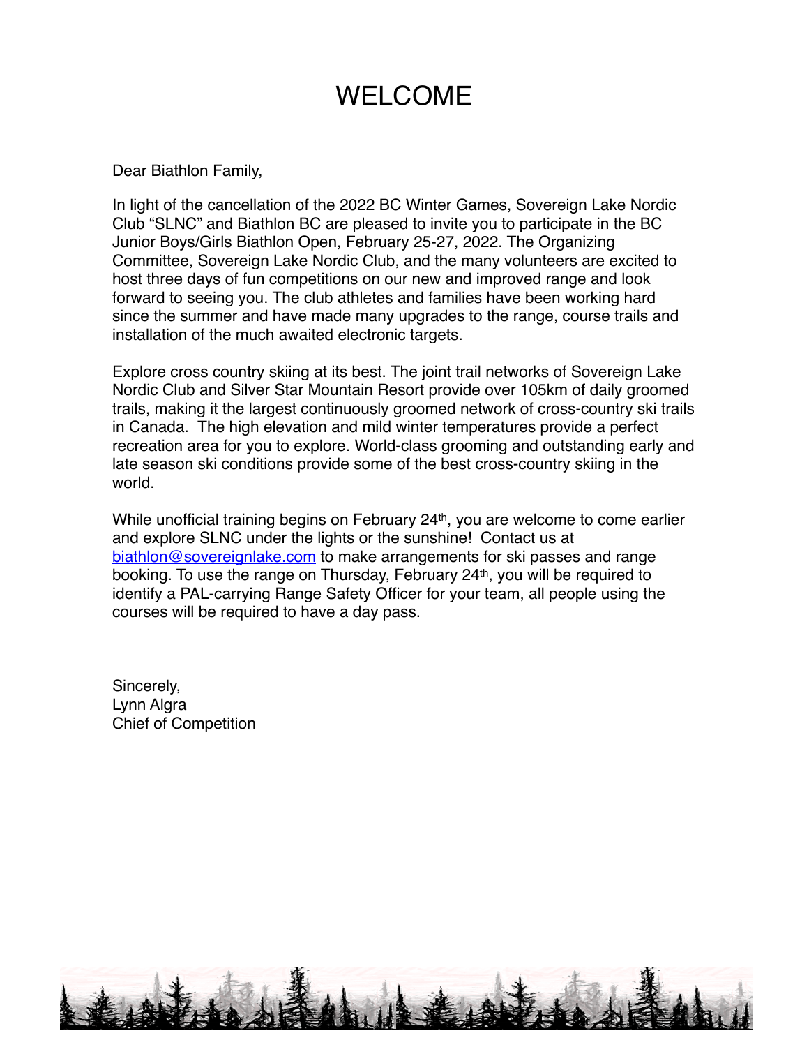# WELCOME

Dear Biathlon Family,

In light of the cancellation of the 2022 BC Winter Games, Sovereign Lake Nordic Club "SLNC" and Biathlon BC are pleased to invite you to participate in the BC Junior Boys/Girls Biathlon Open, February 25-27, 2022. The Organizing Committee, Sovereign Lake Nordic Club, and the many volunteers are excited to host three days of fun competitions on our new and improved range and look forward to seeing you. The club athletes and families have been working hard since the summer and have made many upgrades to the range, course trails and installation of the much awaited electronic targets.

Explore cross country skiing at its best. The joint trail networks of Sovereign Lake Nordic Club and Silver Star Mountain Resort provide over 105km of daily groomed trails, making it the largest continuously groomed network of cross-country ski trails in Canada. The high elevation and mild winter temperatures provide a perfect recreation area for you to explore. World-class grooming and outstanding early and late season ski conditions provide some of the best cross-country skiing in the world.

While unofficial training begins on February 24th, you are welcome to come earlier and explore SLNC under the lights or the sunshine! Contact us at biathlon@sovereignlake.com to make arrangements for ski passes and range booking. To use the range on Thursday, February 24th, you will be required to identify a PAL-carrying Range Safety Officer for your team, all people using the courses will be required to have a day pass.

Sincerely,
Lynn Algra
Chief of Competition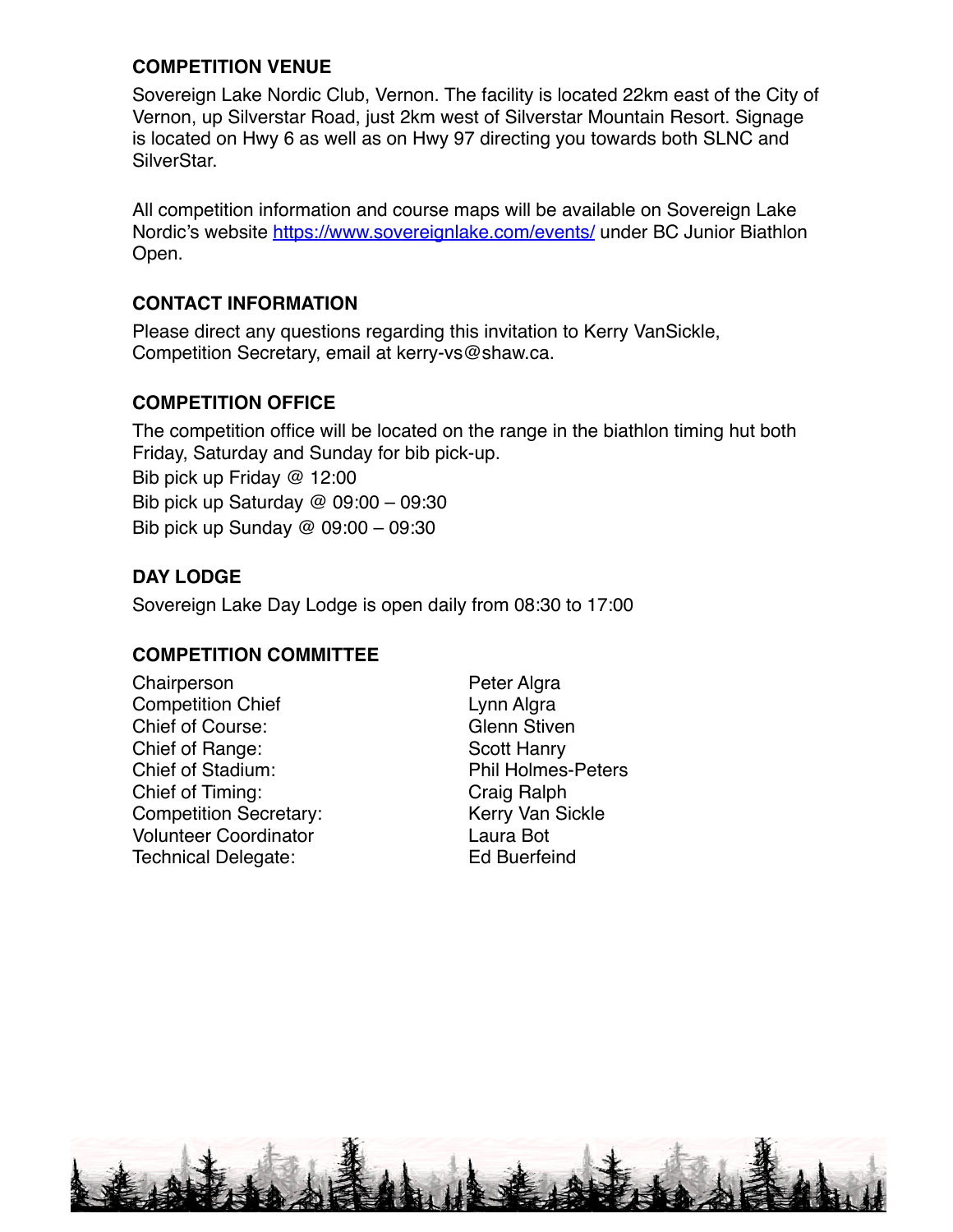### COMPETITION VENUE

Sovereign Lake Nordic Club, Vernon. The facility is located 22km east of the City of Vernon, up Silverstar Road, just 2km west of Silverstar Mountain Resort. Signage is located on Hwy 6 as well as on Hwy 97 directing you towards both SLNC and SilverStar.

All competition information and course maps will be available on Sovereign Lake Nordic's website [https://www.sovereignlake.com/events/](https://www.sovereignlake.com/events/) under BC Junior Biathlon Open.

### CONTACT INFORMATION

Please direct any questions regarding this invitation to Kerry VanSickle, Competition Secretary, email at kerry-vs@shaw.ca.

### COMPETITION OFFICE

The competition office will be located on the range in the biathlon timing hut both Friday, Saturday and Sunday for bib pick-up.

Bib pick up Friday @ 12:00
Bib pick up Saturday @ 09:00 – 09:30
Bib pick up Sunday @ 09:00 – 09:30

### DAY LODGE

Sovereign Lake Day Lodge is open daily from 08:30 to 17:00

### COMPETITION COMMITTEE

| | |
|---|---|
| Chairperson | Peter Algra |
| Competition Chief | Lynn Algra |
| Chief of Course: | Glenn Stiven |
| Chief of Range: | Scott Hanry |
| Chief of Stadium: | Phil Holmes-Peters |
| Chief of Timing: | Craig Ralph |
| Competition Secretary: | Kerry Van Sickle |
| Volunteer Coordinator | Laura Bot |
| Technical Delegate: | Ed Buerfeind |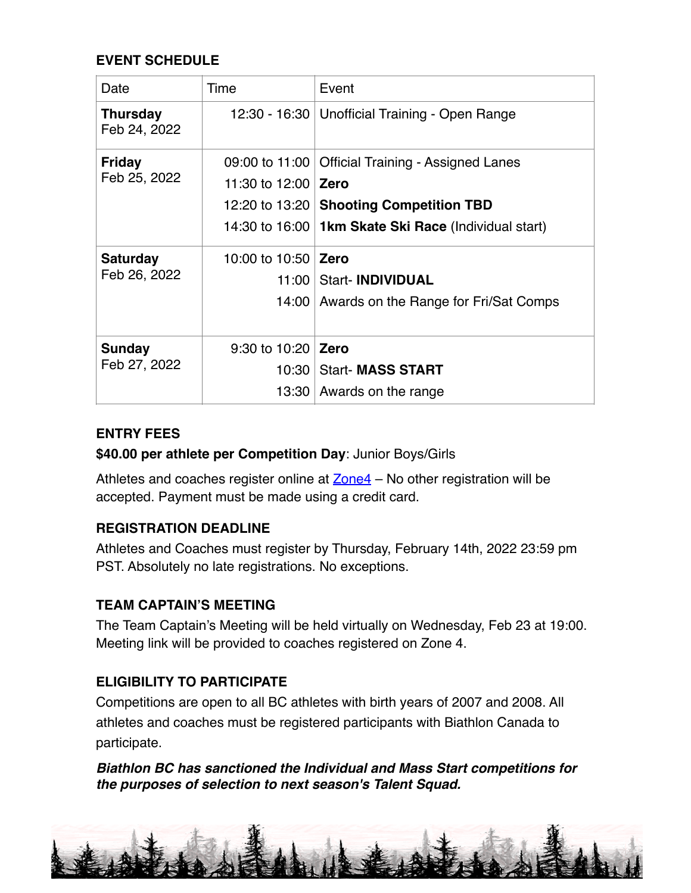### EVENT SCHEDULE

| Date | Time | Event |
|---|---|---|
| **Thursday** Feb 24, 2022 | 12:30 - 16:30 | Unofficial Training - Open Range |
| **Friday** Feb 25, 2022 | 09:00 to 11:00 | Official Training - Assigned Lanes |
| | 11:30 to 12:00 | **Zero** |
| | 12:20 to 13:20 | **Shooting Competition TBD** |
| | 14:30 to 16:00 | **1km Skate Ski Race** (Individual start) |
| **Saturday** Feb 26, 2022 | 10:00 to 10:50 | **Zero** |
| | 11:00 | Start- **INDIVIDUAL** |
| | 14:00 | Awards on the Range for Fri/Sat Comps |
| **Sunday** Feb 27, 2022 | 9:30 to 10:20 | **Zero** |
| | 10:30 | Start- **MASS START** |
| | 13:30 | Awards on the range |

### ENTRY FEES

**$40.00 per athlete per Competition Day**: Junior Boys/Girls

Athletes and coaches register online at Zone4 – No other registration will be accepted. Payment must be made using a credit card.

### REGISTRATION DEADLINE

Athletes and Coaches must register by Thursday, February 14th, 2022 23:59 pm PST. Absolutely no late registrations. No exceptions.

### TEAM CAPTAIN'S MEETING

The Team Captain's Meeting will be held virtually on Wednesday, Feb 23 at 19:00. Meeting link will be provided to coaches registered on Zone 4.

### ELIGIBILITY TO PARTICIPATE

Competitions are open to all BC athletes with birth years of 2007 and 2008. All athletes and coaches must be registered participants with Biathlon Canada to participate.

***Biathlon BC has sanctioned the Individual and Mass Start competitions for the purposes of selection to next season's Talent Squad.***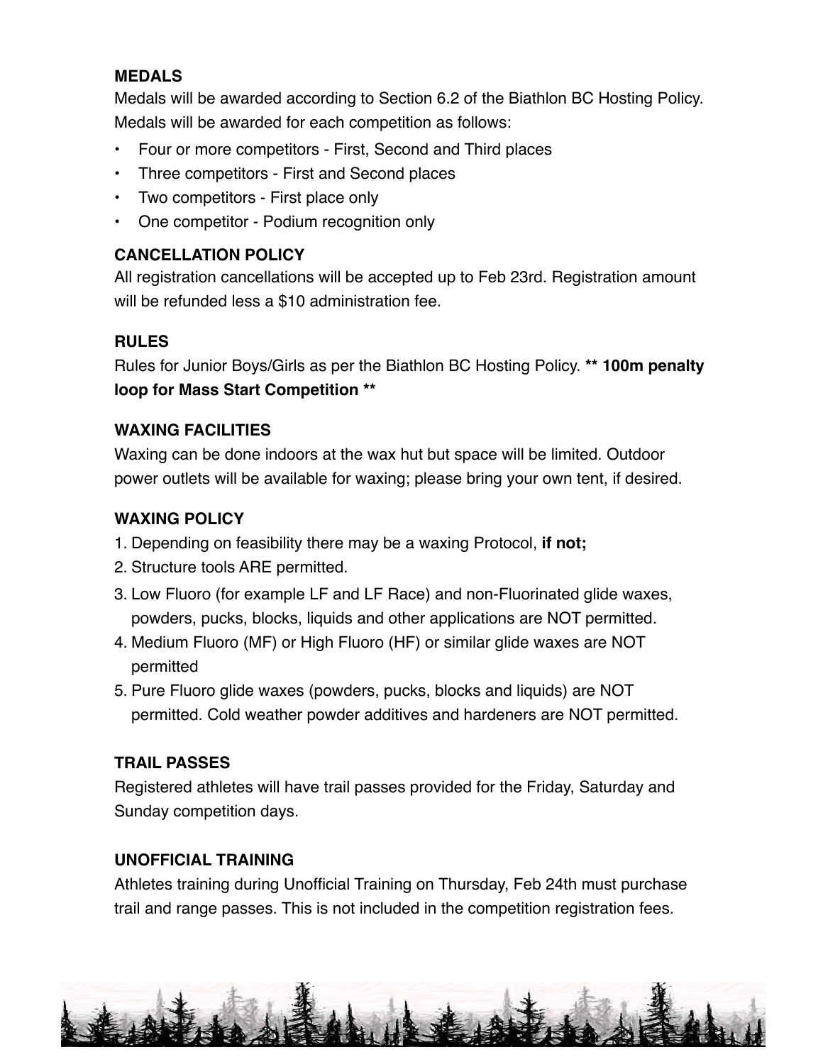### MEDALS

Medals will be awarded according to Section 6.2 of the Biathlon BC Hosting Policy. Medals will be awarded for each competition as follows:

- Four or more competitors - First, Second and Third places
- Three competitors - First and Second places
- Two competitors - First place only
- One competitor - Podium recognition only

### CANCELLATION POLICY

All registration cancellations will be accepted up to Feb 23rd. Registration amount will be refunded less a $10 administration fee.

### RULES

Rules for Junior Boys/Girls as per the Biathlon BC Hosting Policy. **** 100m penalty loop for Mass Start Competition ****

### WAXING FACILITIES

Waxing can be done indoors at the wax hut but space will be limited. Outdoor power outlets will be available for waxing; please bring your own tent, if desired.

### WAXING POLICY

1. Depending on feasibility there may be a waxing Protocol, **if not;**
2. Structure tools ARE permitted.
3. Low Fluoro (for example LF and LF Race) and non-Fluorinated glide waxes, powders, pucks, blocks, liquids and other applications are NOT permitted.
4. Medium Fluoro (MF) or High Fluoro (HF) or similar glide waxes are NOT permitted
5. Pure Fluoro glide waxes (powders, pucks, blocks and liquids) are NOT permitted. Cold weather powder additives and hardeners are NOT permitted.

### TRAIL PASSES

Registered athletes will have trail passes provided for the Friday, Saturday and Sunday competition days.

### UNOFFICIAL TRAINING

Athletes training during Unofficial Training on Thursday, Feb 24th must purchase trail and range passes. This is not included in the competition registration fees.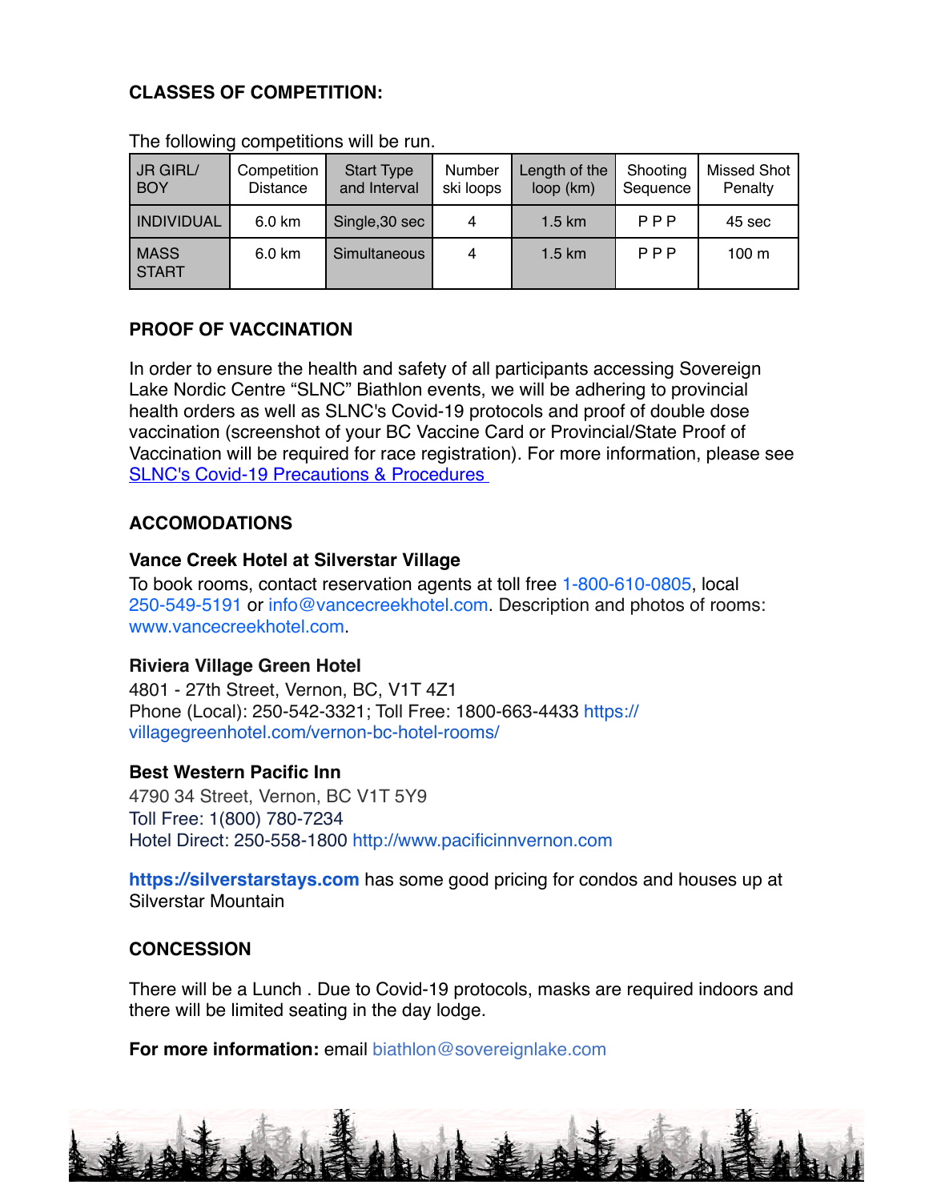**CLASSES OF COMPETITION:**

The following competitions will be run.

| JR GIRL/ BOY | Competition Distance | Start Type and Interval | Number ski loops | Length of the loop (km) | Shooting Sequence | Missed Shot Penalty |
|---|---|---|---|---|---|---|
| INDIVIDUAL | 6.0 km | Single,30 sec | 4 | 1.5 km | P P P | 45 sec |
| MASS START | 6.0 km | Simultaneous | 4 | 1.5 km | P P P | 100 m |

**PROOF OF VACCINATION**

In order to ensure the health and safety of all participants accessing Sovereign Lake Nordic Centre "SLNC" Biathlon events, we will be adhering to provincial health orders as well as SLNC's Covid-19 protocols and proof of double dose vaccination (screenshot of your BC Vaccine Card or Provincial/State Proof of Vaccination will be required for race registration). For more information, please see SLNC's Covid-19 Precautions & Procedures

**ACCOMODATIONS**

**Vance Creek Hotel at Silverstar Village**
To book rooms, contact reservation agents at toll free 1-800-610-0805, local 250-549-5191 or info@vancecreekhotel.com. Description and photos of rooms: www.vancecreekhotel.com.

**Riviera Village Green Hotel**
4801 - 27th Street, Vernon, BC, V1T 4Z1
Phone (Local): 250-542-3321; Toll Free: 1800-663-4433 https://villagegreenhotel.com/vernon-bc-hotel-rooms/

**Best Western Pacific Inn**
4790 34 Street, Vernon, BC V1T 5Y9
Toll Free: 1(800) 780-7234
Hotel Direct: 250-558-1800 http://www.pacificinnvernon.com

**https://silverstarstays.com** has some good pricing for condos and houses up at Silverstar Mountain

**CONCESSION**

There will be a Lunch . Due to Covid-19 protocols, masks are required indoors and there will be limited seating in the day lodge.

**For more information:** email biathlon@sovereignlake.com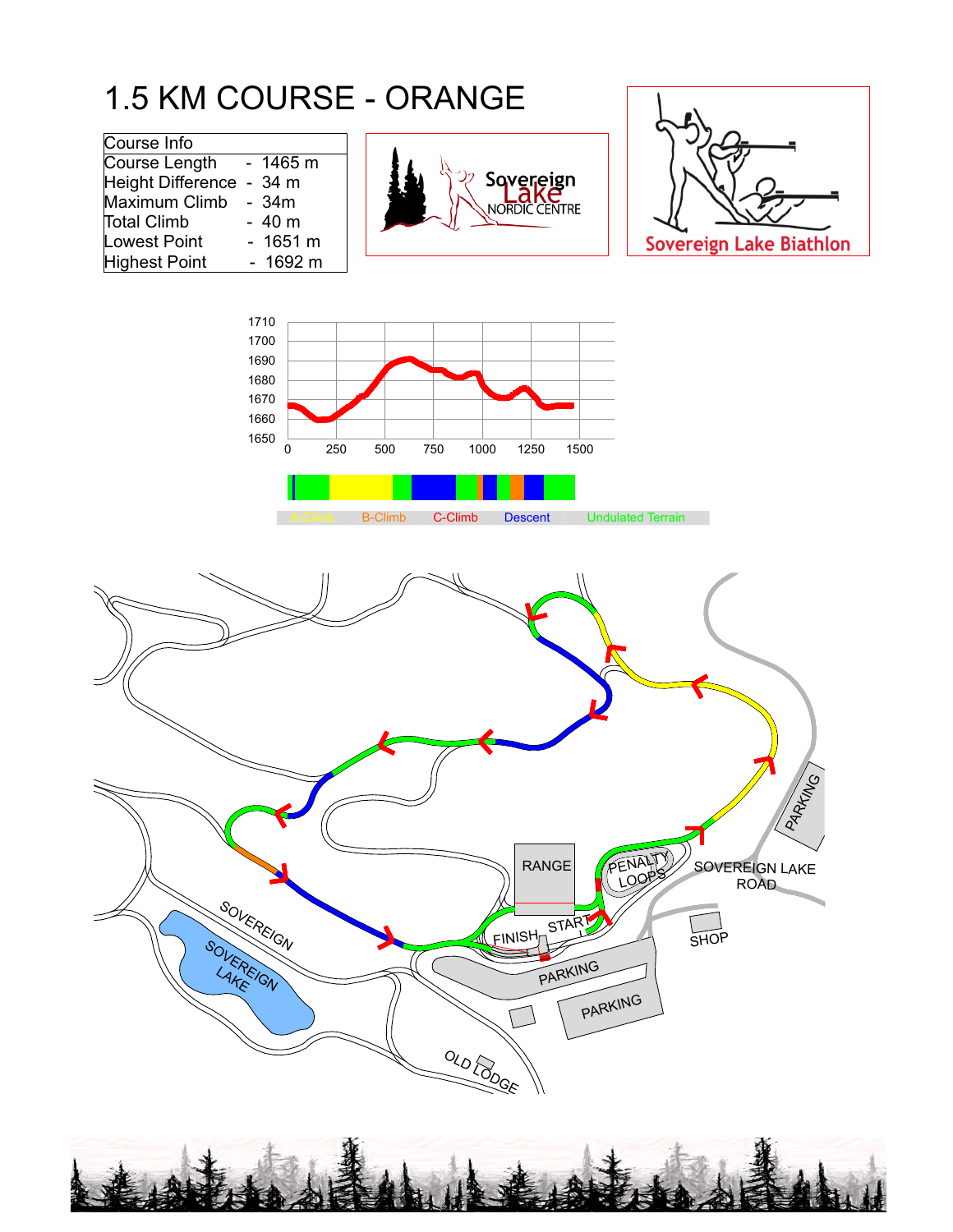# 1.5 KM COURSE - ORANGE

| Course Info | |
|---|---|
| Course Length | - 1465 m |
| Height Difference | - 34 m |
| Maximum Climb | - 34m |
| Total Climb | - 40 m |
| Lowest Point | - 1651 m |
| Highest Point | - 1692 m |

Sovereign Lake NORDIC CENTRE

Sovereign Lake Biathlon

1710
1700
1690
1680
1670
1660
1650
0 250 500 750 1000 1250 1500

A-Climb B-Climb C-Climb Descent Undulated Terrain

RANGE
PENALTY LOOPS
START
FINISH
SOVEREIGN LAKE ROAD
PARKING
PARKING
PARKING
SHOP
SOVEREIGN
SOVEREIGN LAKE
OLD LODGE